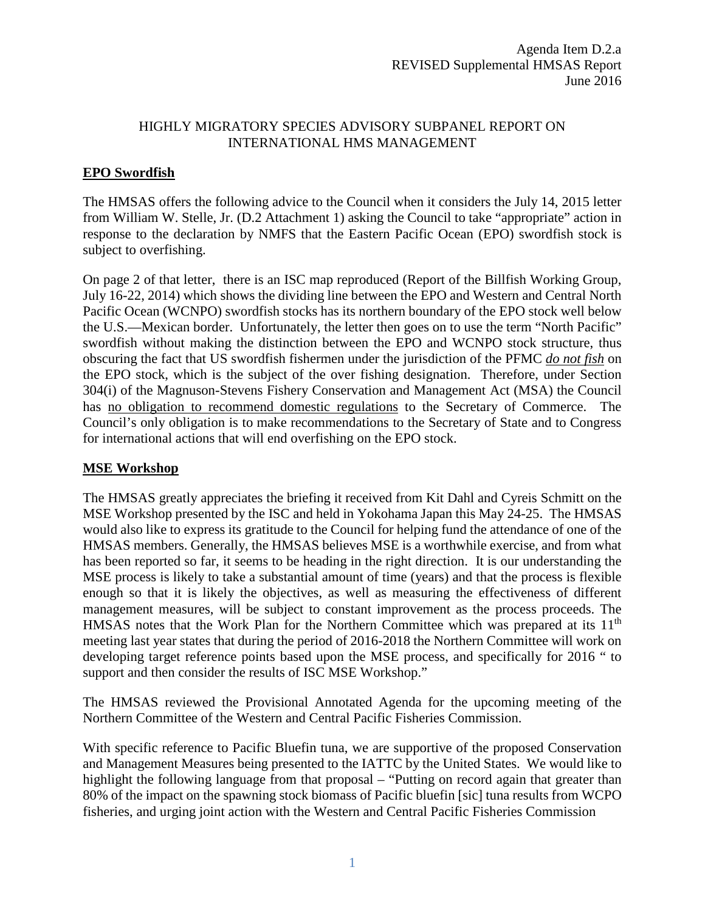Agenda Item D.2.a
REVISED Supplemental HMSAS Report
June 2016

# HIGHLY MIGRATORY SPECIES ADVISORY SUBPANEL REPORT ON INTERNATIONAL HMS MANAGEMENT

## EPO Swordfish

The HMSAS offers the following advice to the Council when it considers the July 14, 2015 letter from William W. Stelle, Jr. (D.2 Attachment 1) asking the Council to take "appropriate" action in response to the declaration by NMFS that the Eastern Pacific Ocean (EPO) swordfish stock is subject to overfishing.

On page 2 of that letter, there is an ISC map reproduced (Report of the Billfish Working Group, July 16-22, 2014) which shows the dividing line between the EPO and Western and Central North Pacific Ocean (WCNPO) swordfish stocks has its northern boundary of the EPO stock well below the U.S.—Mexican border. Unfortunately, the letter then goes on to use the term "North Pacific" swordfish without making the distinction between the EPO and WCNPO stock structure, thus obscuring the fact that US swordfish fishermen under the jurisdiction of the PFMC *do not fish* on the EPO stock, which is the subject of the over fishing designation. Therefore, under Section 304(i) of the Magnuson-Stevens Fishery Conservation and Management Act (MSA) the Council has no obligation to recommend domestic regulations to the Secretary of Commerce. The Council's only obligation is to make recommendations to the Secretary of State and to Congress for international actions that will end overfishing on the EPO stock.

## MSE Workshop

The HMSAS greatly appreciates the briefing it received from Kit Dahl and Cyreis Schmitt on the MSE Workshop presented by the ISC and held in Yokohama Japan this May 24-25. The HMSAS would also like to express its gratitude to the Council for helping fund the attendance of one of the HMSAS members. Generally, the HMSAS believes MSE is a worthwhile exercise, and from what has been reported so far, it seems to be heading in the right direction. It is our understanding the MSE process is likely to take a substantial amount of time (years) and that the process is flexible enough so that it is likely the objectives, as well as measuring the effectiveness of different management measures, will be subject to constant improvement as the process proceeds. The HMSAS notes that the Work Plan for the Northern Committee which was prepared at its 11th meeting last year states that during the period of 2016-2018 the Northern Committee will work on developing target reference points based upon the MSE process, and specifically for 2016 " to support and then consider the results of ISC MSE Workshop."

The HMSAS reviewed the Provisional Annotated Agenda for the upcoming meeting of the Northern Committee of the Western and Central Pacific Fisheries Commission.

With specific reference to Pacific Bluefin tuna, we are supportive of the proposed Conservation and Management Measures being presented to the IATTC by the United States. We would like to highlight the following language from that proposal – "Putting on record again that greater than 80% of the impact on the spawning stock biomass of Pacific bluefin [sic] tuna results from WCPO fisheries, and urging joint action with the Western and Central Pacific Fisheries Commission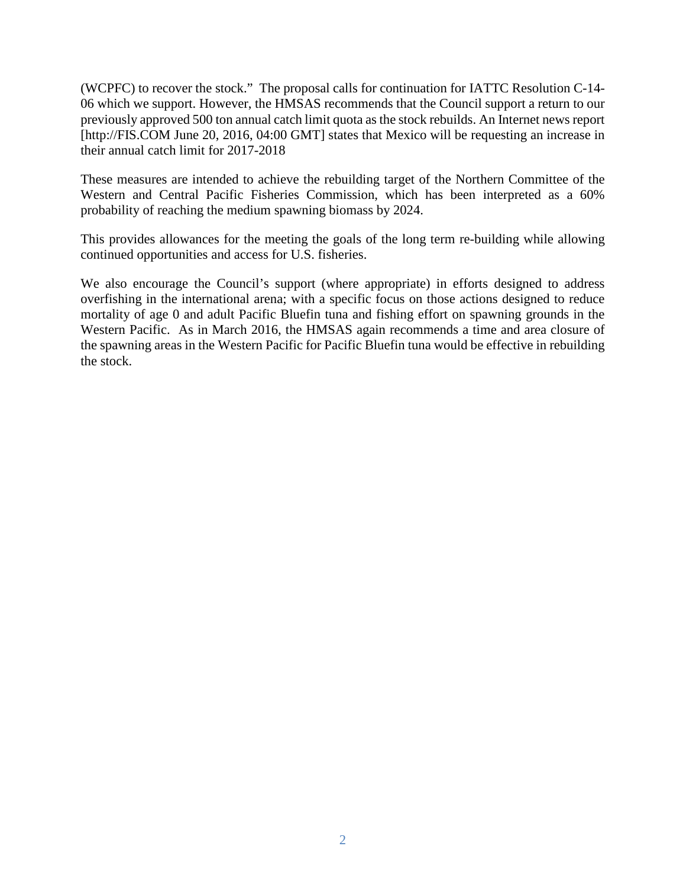(WCPFC) to recover the stock." The proposal calls for continuation for IATTC Resolution C-14-06 which we support. However, the HMSAS recommends that the Council support a return to our previously approved 500 ton annual catch limit quota as the stock rebuilds. An Internet news report [http://FIS.COM June 20, 2016, 04:00 GMT] states that Mexico will be requesting an increase in their annual catch limit for 2017-2018

These measures are intended to achieve the rebuilding target of the Northern Committee of the Western and Central Pacific Fisheries Commission, which has been interpreted as a 60% probability of reaching the medium spawning biomass by 2024.

This provides allowances for the meeting the goals of the long term re-building while allowing continued opportunities and access for U.S. fisheries.

We also encourage the Council's support (where appropriate) in efforts designed to address overfishing in the international arena; with a specific focus on those actions designed to reduce mortality of age 0 and adult Pacific Bluefin tuna and fishing effort on spawning grounds in the Western Pacific. As in March 2016, the HMSAS again recommends a time and area closure of the spawning areas in the Western Pacific for Pacific Bluefin tuna would be effective in rebuilding the stock.